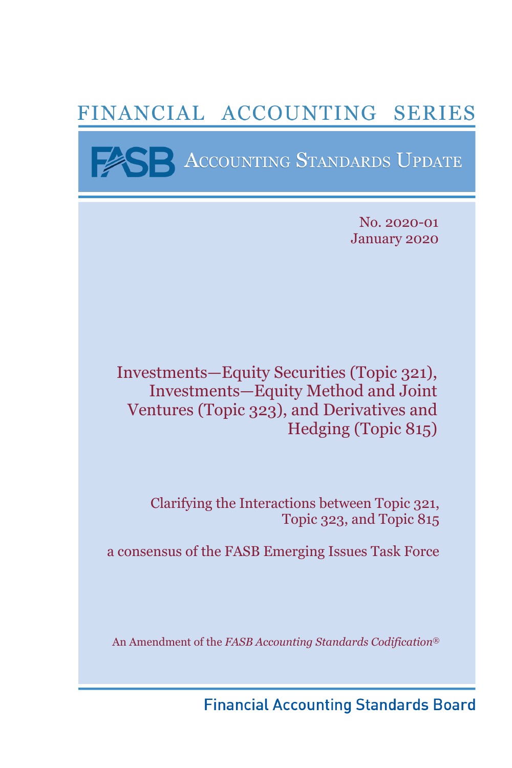# FINANCIAL ACCOUNTING SERIES

## FASB ACCOUNTING STANDARDS UPDATE

No. 2020-01
January 2020

# Investments—Equity Securities (Topic 321), Investments—Equity Method and Joint Ventures (Topic 323), and Derivatives and Hedging (Topic 815)

## Clarifying the Interactions between Topic 321, Topic 323, and Topic 815

a consensus of the FASB Emerging Issues Task Force

An Amendment of the *FASB Accounting Standards Codification*®

Financial Accounting Standards Board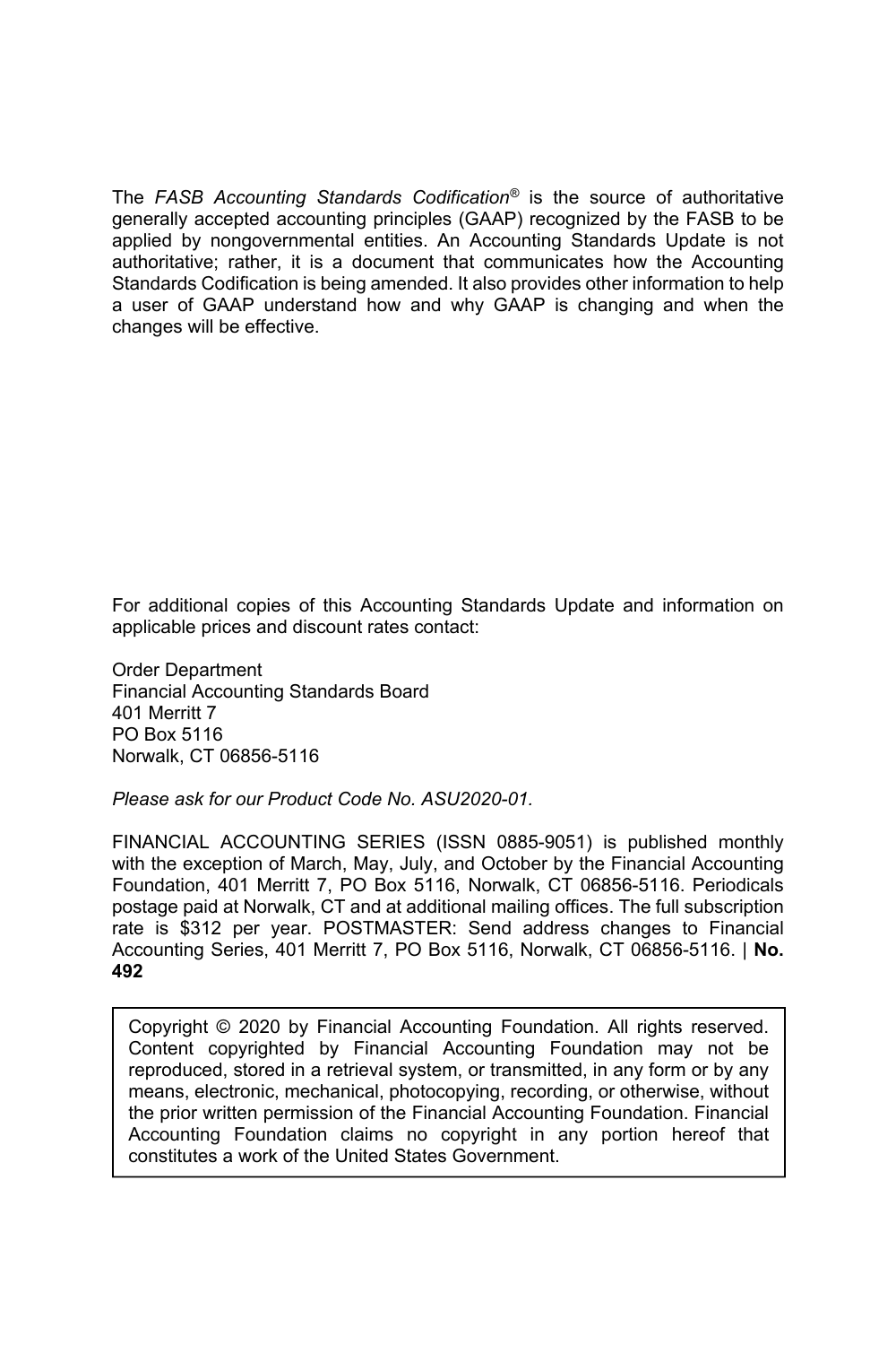The *FASB Accounting Standards Codification*® is the source of authoritative generally accepted accounting principles (GAAP) recognized by the FASB to be applied by nongovernmental entities. An Accounting Standards Update is not authoritative; rather, it is a document that communicates how the Accounting Standards Codification is being amended. It also provides other information to help a user of GAAP understand how and why GAAP is changing and when the changes will be effective.

For additional copies of this Accounting Standards Update and information on applicable prices and discount rates contact:

Order Department
Financial Accounting Standards Board
401 Merritt 7
PO Box 5116
Norwalk, CT 06856-5116

*Please ask for our Product Code No. ASU2020-01.*

FINANCIAL ACCOUNTING SERIES (ISSN 0885-9051) is published monthly with the exception of March, May, July, and October by the Financial Accounting Foundation, 401 Merritt 7, PO Box 5116, Norwalk, CT 06856-5116. Periodicals postage paid at Norwalk, CT and at additional mailing offices. The full subscription rate is $312 per year. POSTMASTER: Send address changes to Financial Accounting Series, 401 Merritt 7, PO Box 5116, Norwalk, CT 06856-5116. | **No. 492**

Copyright © 2020 by Financial Accounting Foundation. All rights reserved. Content copyrighted by Financial Accounting Foundation may not be reproduced, stored in a retrieval system, or transmitted, in any form or by any means, electronic, mechanical, photocopying, recording, or otherwise, without the prior written permission of the Financial Accounting Foundation. Financial Accounting Foundation claims no copyright in any portion hereof that constitutes a work of the United States Government.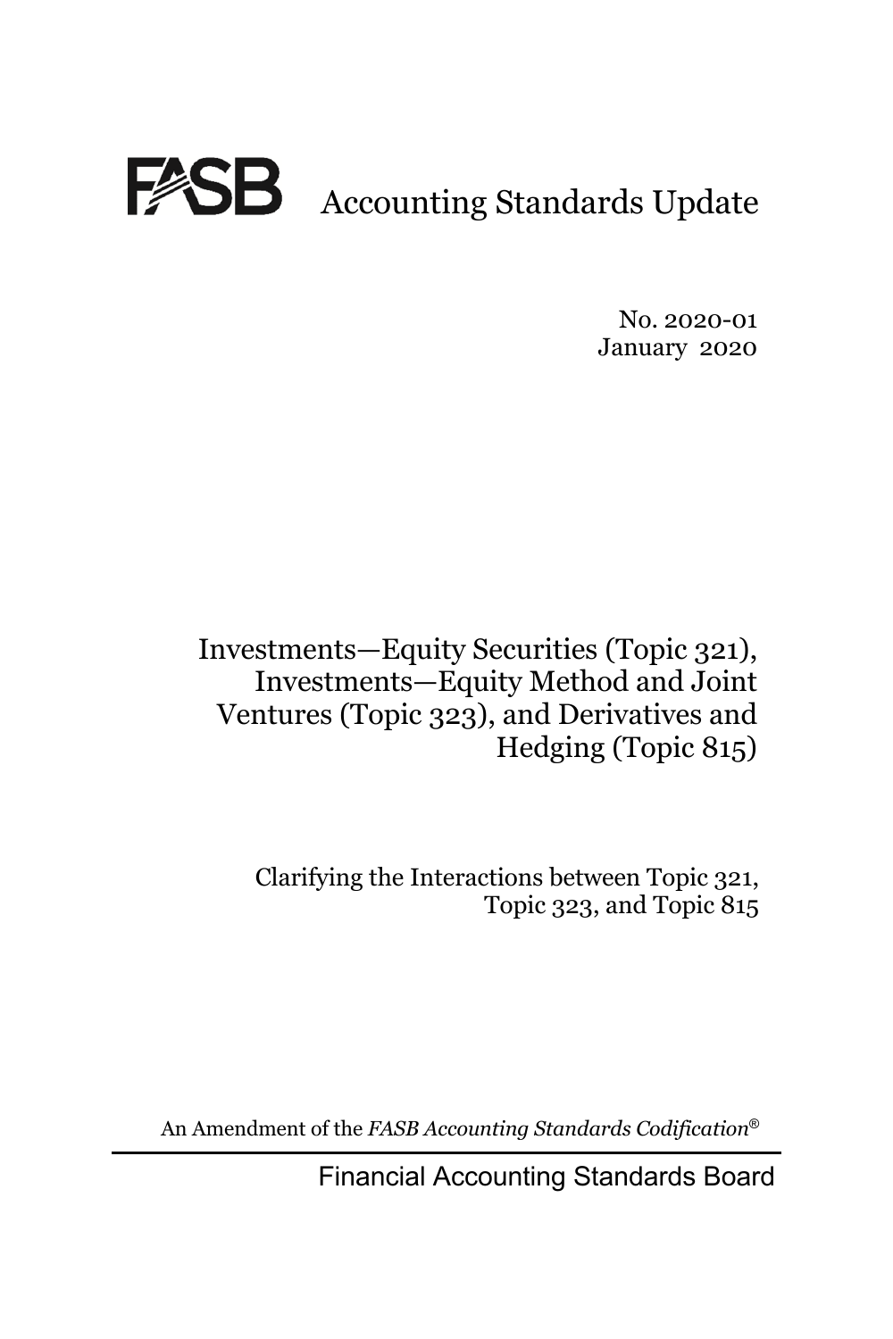# FASB Accounting Standards Update

No. 2020-01
January 2020

## Investments—Equity Securities (Topic 321), Investments—Equity Method and Joint Ventures (Topic 323), and Derivatives and Hedging (Topic 815)

Clarifying the Interactions between Topic 321, Topic 323, and Topic 815

An Amendment of the *FASB Accounting Standards Codification*®

Financial Accounting Standards Board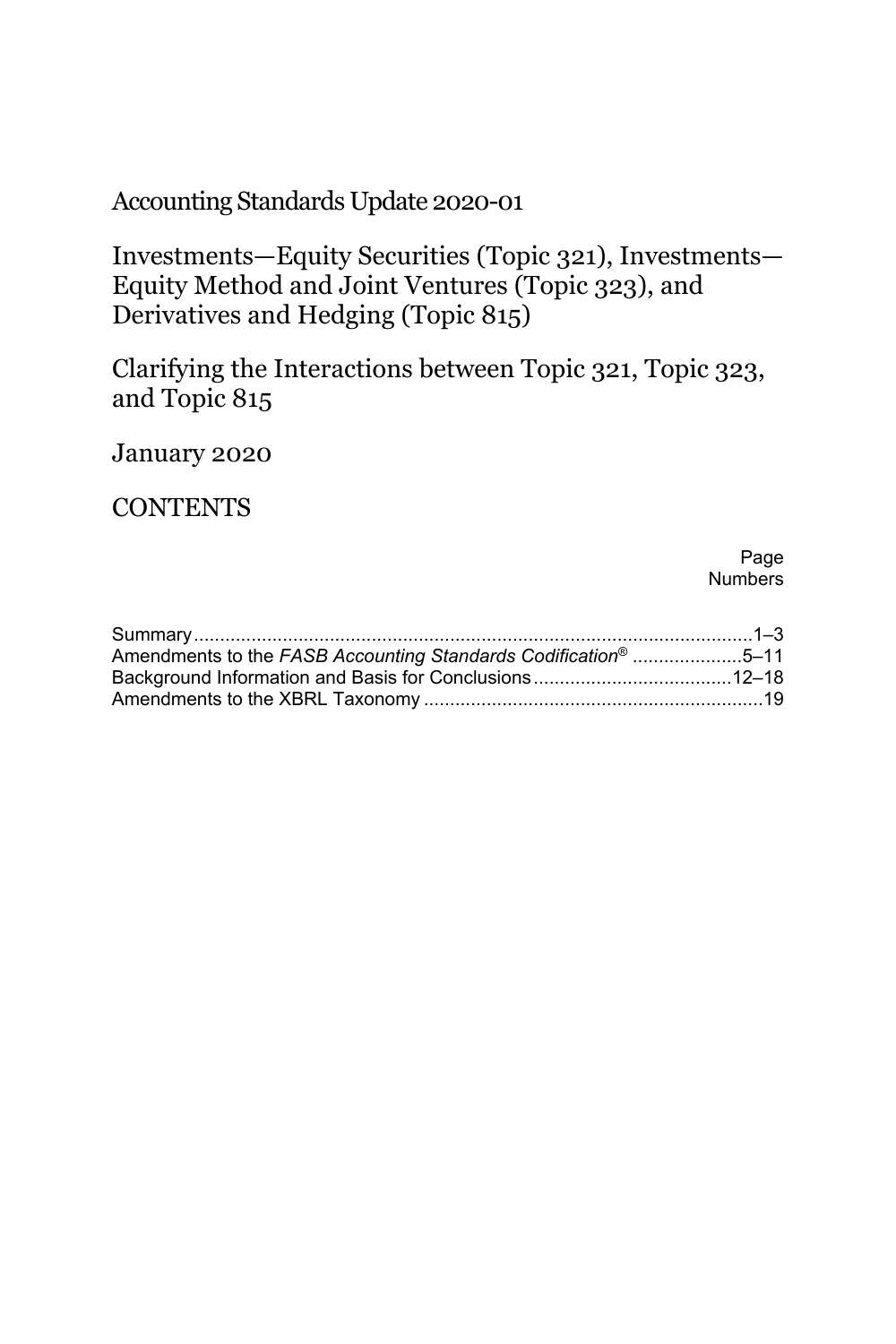# Accounting Standards Update 2020-01

## Investments—Equity Securities (Topic 321), Investments—Equity Method and Joint Ventures (Topic 323), and Derivatives and Hedging (Topic 815)

## Clarifying the Interactions between Topic 321, Topic 323, and Topic 815

January 2020

## CONTENTS

| | Page Numbers |
|---|---|
| Summary | 1–3 |
| Amendments to the *FASB Accounting Standards Codification*® | 5–11 |
| Background Information and Basis for Conclusions | 12–18 |
| Amendments to the XBRL Taxonomy | 19 |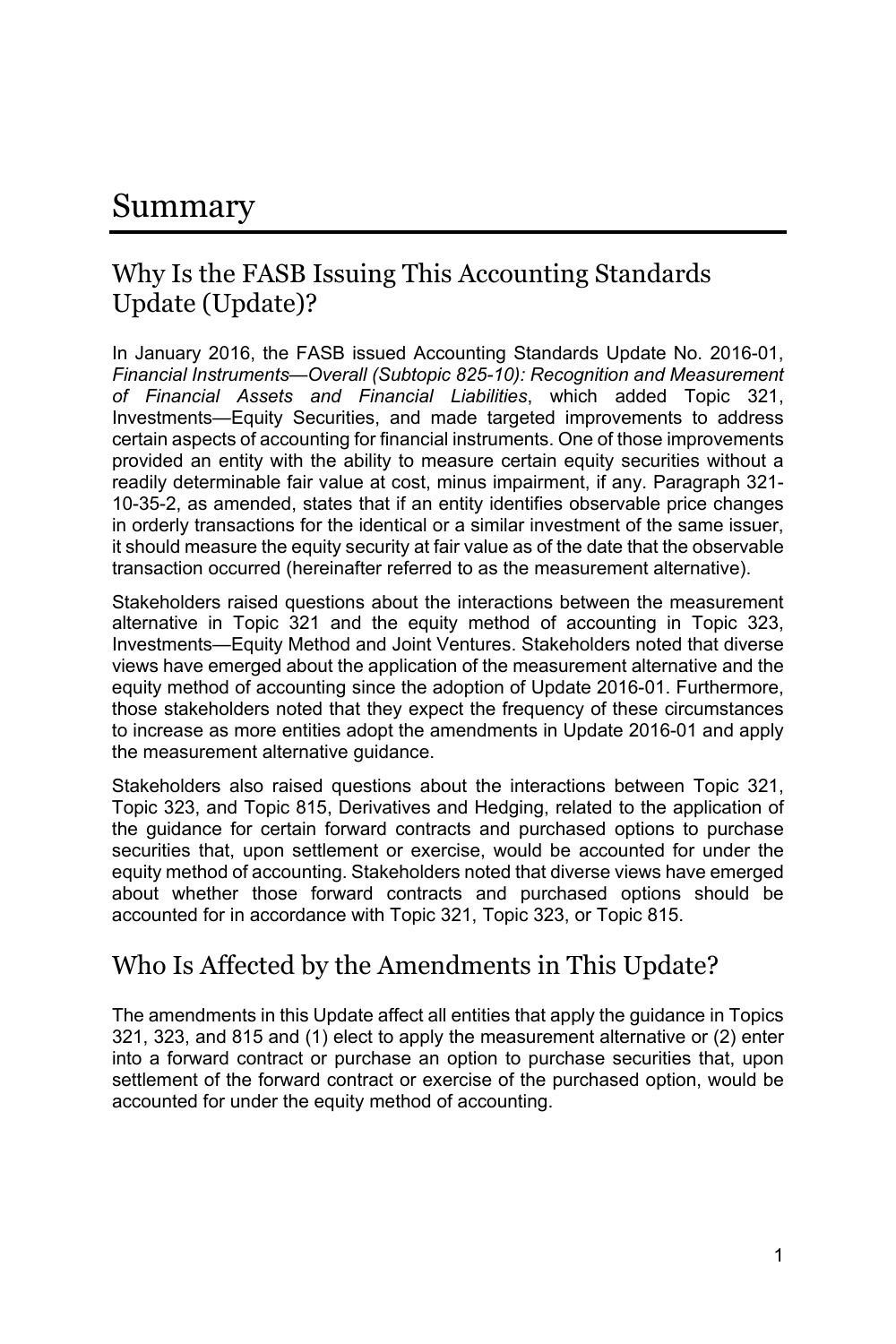# Summary

## Why Is the FASB Issuing This Accounting Standards Update (Update)?

In January 2016, the FASB issued Accounting Standards Update No. 2016-01, *Financial Instruments—Overall (Subtopic 825-10): Recognition and Measurement of Financial Assets and Financial Liabilities*, which added Topic 321, Investments—Equity Securities, and made targeted improvements to address certain aspects of accounting for financial instruments. One of those improvements provided an entity with the ability to measure certain equity securities without a readily determinable fair value at cost, minus impairment, if any. Paragraph 321-10-35-2, as amended, states that if an entity identifies observable price changes in orderly transactions for the identical or a similar investment of the same issuer, it should measure the equity security at fair value as of the date that the observable transaction occurred (hereinafter referred to as the measurement alternative).

Stakeholders raised questions about the interactions between the measurement alternative in Topic 321 and the equity method of accounting in Topic 323, Investments—Equity Method and Joint Ventures. Stakeholders noted that diverse views have emerged about the application of the measurement alternative and the equity method of accounting since the adoption of Update 2016-01. Furthermore, those stakeholders noted that they expect the frequency of these circumstances to increase as more entities adopt the amendments in Update 2016-01 and apply the measurement alternative guidance.

Stakeholders also raised questions about the interactions between Topic 321, Topic 323, and Topic 815, Derivatives and Hedging, related to the application of the guidance for certain forward contracts and purchased options to purchase securities that, upon settlement or exercise, would be accounted for under the equity method of accounting. Stakeholders noted that diverse views have emerged about whether those forward contracts and purchased options should be accounted for in accordance with Topic 321, Topic 323, or Topic 815.

## Who Is Affected by the Amendments in This Update?

The amendments in this Update affect all entities that apply the guidance in Topics 321, 323, and 815 and (1) elect to apply the measurement alternative or (2) enter into a forward contract or purchase an option to purchase securities that, upon settlement of the forward contract or exercise of the purchased option, would be accounted for under the equity method of accounting.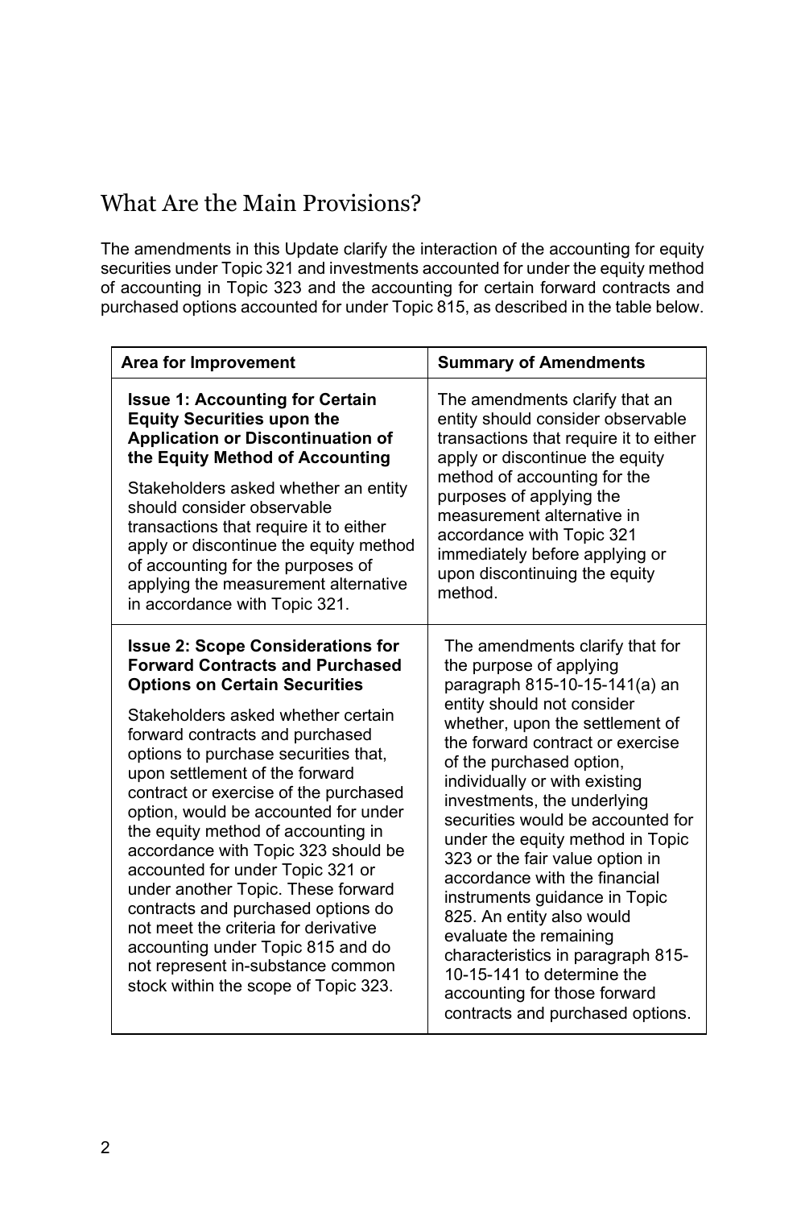## What Are the Main Provisions?

The amendments in this Update clarify the interaction of the accounting for equity securities under Topic 321 and investments accounted for under the equity method of accounting in Topic 323 and the accounting for certain forward contracts and purchased options accounted for under Topic 815, as described in the table below.

| Area for Improvement | Summary of Amendments |
| --- | --- |
| **Issue 1: Accounting for Certain Equity Securities upon the Application or Discontinuation of the Equity Method of Accounting**<br><br>Stakeholders asked whether an entity should consider observable transactions that require it to either apply or discontinue the equity method of accounting for the purposes of applying the measurement alternative in accordance with Topic 321. | The amendments clarify that an entity should consider observable transactions that require it to either apply or discontinue the equity method of accounting for the purposes of applying the measurement alternative in accordance with Topic 321 immediately before applying or upon discontinuing the equity method. |
| **Issue 2: Scope Considerations for Forward Contracts and Purchased Options on Certain Securities**<br><br>Stakeholders asked whether certain forward contracts and purchased options to purchase securities that, upon settlement of the forward contract or exercise of the purchased option, would be accounted for under the equity method of accounting in accordance with Topic 323 should be accounted for under Topic 321 or under another Topic. These forward contracts and purchased options do not meet the criteria for derivative accounting under Topic 815 and do not represent in-substance common stock within the scope of Topic 323. | The amendments clarify that for the purpose of applying paragraph 815-10-15-141(a) an entity should not consider whether, upon the settlement of the forward contract or exercise of the purchased option, individually or with existing investments, the underlying securities would be accounted for under the equity method in Topic 323 or the fair value option in accordance with the financial instruments guidance in Topic 825. An entity also would evaluate the remaining characteristics in paragraph 815-10-15-141 to determine the accounting for those forward contracts and purchased options. |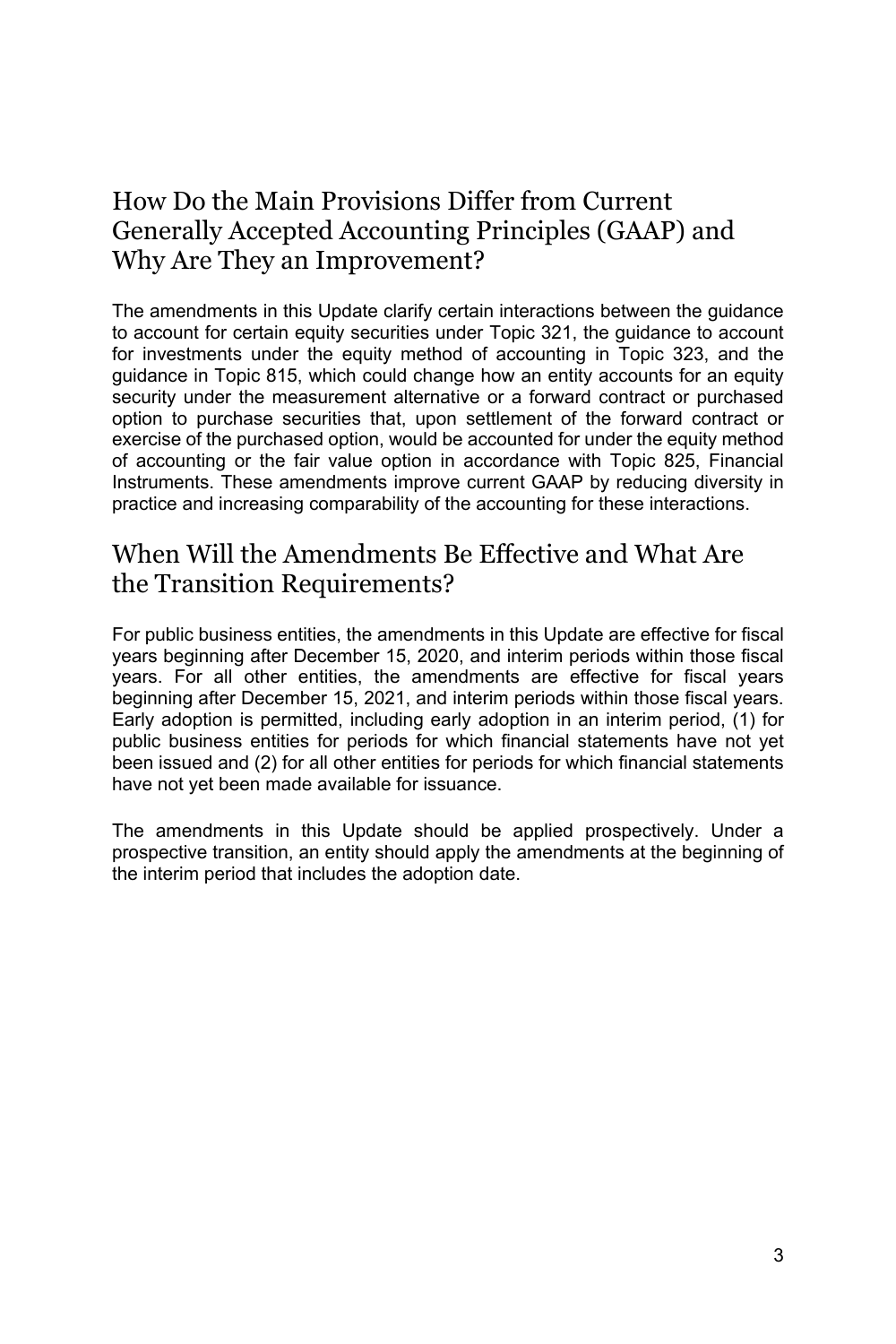## How Do the Main Provisions Differ from Current Generally Accepted Accounting Principles (GAAP) and Why Are They an Improvement?

The amendments in this Update clarify certain interactions between the guidance to account for certain equity securities under Topic 321, the guidance to account for investments under the equity method of accounting in Topic 323, and the guidance in Topic 815, which could change how an entity accounts for an equity security under the measurement alternative or a forward contract or purchased option to purchase securities that, upon settlement of the forward contract or exercise of the purchased option, would be accounted for under the equity method of accounting or the fair value option in accordance with Topic 825, Financial Instruments. These amendments improve current GAAP by reducing diversity in practice and increasing comparability of the accounting for these interactions.

## When Will the Amendments Be Effective and What Are the Transition Requirements?

For public business entities, the amendments in this Update are effective for fiscal years beginning after December 15, 2020, and interim periods within those fiscal years. For all other entities, the amendments are effective for fiscal years beginning after December 15, 2021, and interim periods within those fiscal years. Early adoption is permitted, including early adoption in an interim period, (1) for public business entities for periods for which financial statements have not yet been issued and (2) for all other entities for periods for which financial statements have not yet been made available for issuance.

The amendments in this Update should be applied prospectively. Under a prospective transition, an entity should apply the amendments at the beginning of the interim period that includes the adoption date.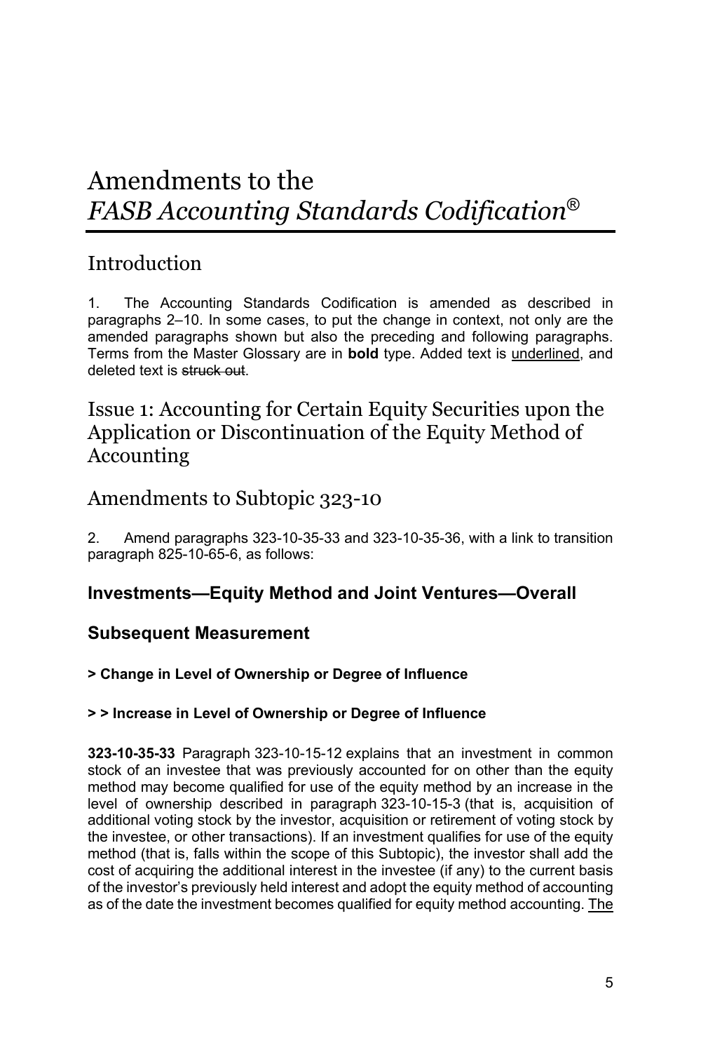# Amendments to the *FASB Accounting Standards Codification*®

## Introduction

1. The Accounting Standards Codification is amended as described in paragraphs 2–10. In some cases, to put the change in context, not only are the amended paragraphs shown but also the preceding and following paragraphs. Terms from the Master Glossary are in **bold** type. Added text is <u>underlined</u>, and deleted text is ~~struck out~~.

## Issue 1: Accounting for Certain Equity Securities upon the Application or Discontinuation of the Equity Method of Accounting

## Amendments to Subtopic 323-10

2. Amend paragraphs 323-10-35-33 and 323-10-35-36, with a link to transition paragraph 825-10-65-6, as follows:

### Investments—Equity Method and Joint Ventures—Overall

### Subsequent Measurement

#### > Change in Level of Ownership or Degree of Influence

#### > > Increase in Level of Ownership or Degree of Influence

**323-10-35-33** Paragraph 323-10-15-12 explains that an investment in common stock of an investee that was previously accounted for on other than the equity method may become qualified for use of the equity method by an increase in the level of ownership described in paragraph 323-10-15-3 (that is, acquisition of additional voting stock by the investor, acquisition or retirement of voting stock by the investee, or other transactions). If an investment qualifies for use of the equity method (that is, falls within the scope of this Subtopic), the investor shall add the cost of acquiring the additional interest in the investee (if any) to the current basis of the investor's previously held interest and adopt the equity method of accounting as of the date the investment becomes qualified for equity method accounting. <u>The</u>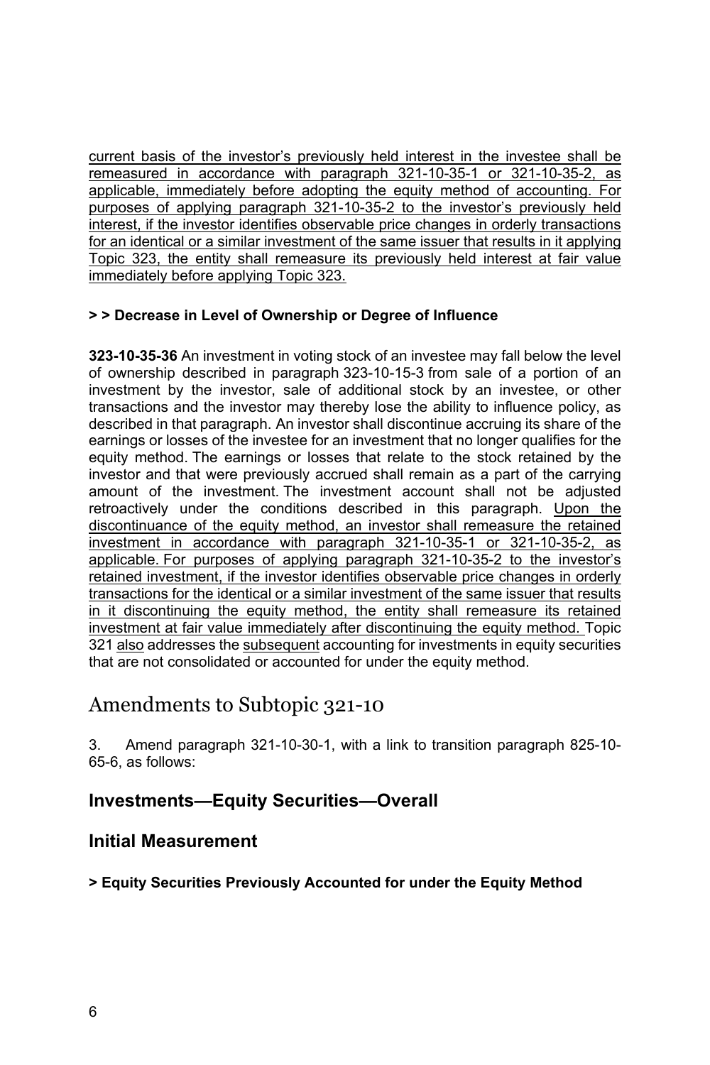current basis of the investor's previously held interest in the investee shall be remeasured in accordance with paragraph 321-10-35-1 or 321-10-35-2, as applicable, immediately before adopting the equity method of accounting. For purposes of applying paragraph 321-10-35-2 to the investor's previously held interest, if the investor identifies observable price changes in orderly transactions for an identical or a similar investment of the same issuer that results in it applying Topic 323, the entity shall remeasure its previously held interest at fair value immediately before applying Topic 323.

**> > Decrease in Level of Ownership or Degree of Influence**

**323-10-35-36** An investment in voting stock of an investee may fall below the level of ownership described in paragraph 323-10-15-3 from sale of a portion of an investment by the investor, sale of additional stock by an investee, or other transactions and the investor may thereby lose the ability to influence policy, as described in that paragraph. An investor shall discontinue accruing its share of the earnings or losses of the investee for an investment that no longer qualifies for the equity method. The earnings or losses that relate to the stock retained by the investor and that were previously accrued shall remain as a part of the carrying amount of the investment. The investment account shall not be adjusted retroactively under the conditions described in this paragraph. Upon the discontinuance of the equity method, an investor shall remeasure the retained investment in accordance with paragraph 321-10-35-1 or 321-10-35-2, as applicable. For purposes of applying paragraph 321-10-35-2 to the investor's retained investment, if the investor identifies observable price changes in orderly transactions for the identical or a similar investment of the same issuer that results in it discontinuing the equity method, the entity shall remeasure its retained investment at fair value immediately after discontinuing the equity method. Topic 321 also addresses the subsequent accounting for investments in equity securities that are not consolidated or accounted for under the equity method.

# Amendments to Subtopic 321-10

3. Amend paragraph 321-10-30-1, with a link to transition paragraph 825-10-65-6, as follows:

## Investments—Equity Securities—Overall

## Initial Measurement

**> Equity Securities Previously Accounted for under the Equity Method**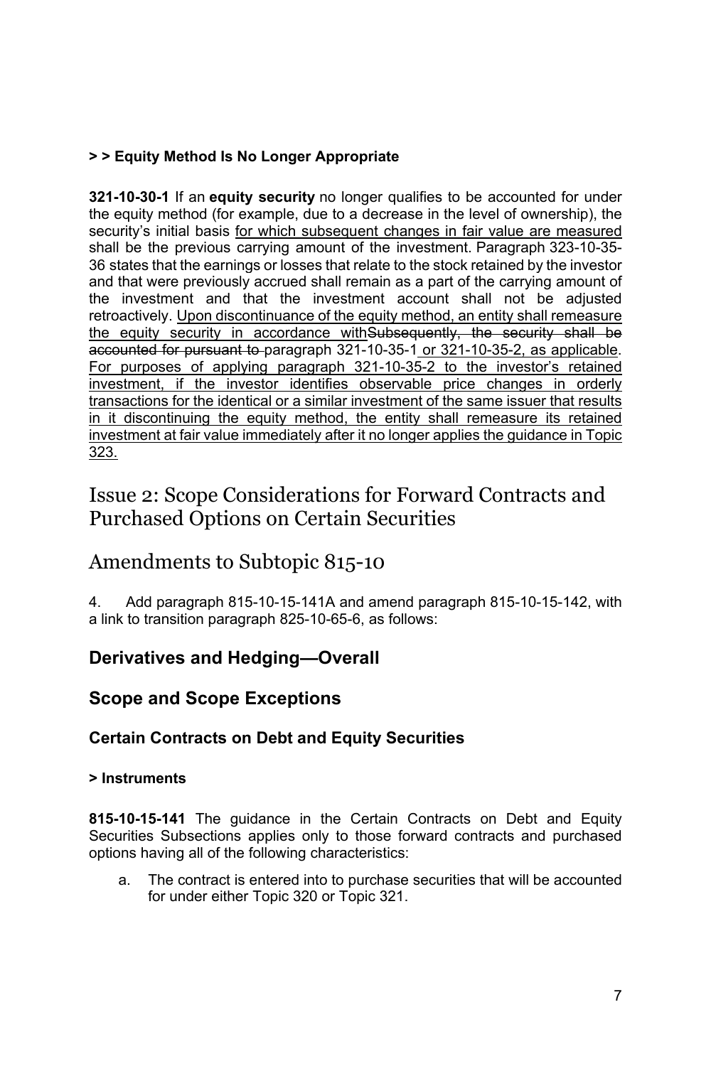**> > Equity Method Is No Longer Appropriate**

**321-10-30-1** If an **equity security** no longer qualifies to be accounted for under the equity method (for example, due to a decrease in the level of ownership), the security's initial basis <u>for which subsequent changes in fair value are measured</u> shall be the previous carrying amount of the investment. Paragraph 323-10-35-36 states that the earnings or losses that relate to the stock retained by the investor and that were previously accrued shall remain as a part of the carrying amount of the investment and that the investment account shall not be adjusted retroactively. <u>Upon discontinuance of the equity method, an entity shall remeasure the equity security in accordance with</u>~~Subsequently, the security shall be accounted for pursuant to~~ paragraph 321-10-35-1<u> or 321-10-35-2, as applicable</u>. <u>For purposes of applying paragraph 321-10-35-2 to the investor's retained investment, if the investor identifies observable price changes in orderly transactions for the identical or a similar investment of the same issuer that results in it discontinuing the equity method, the entity shall remeasure its retained investment at fair value immediately after it no longer applies the guidance in Topic 323.</u>

# Issue 2: Scope Considerations for Forward Contracts and Purchased Options on Certain Securities

# Amendments to Subtopic 815-10

4. Add paragraph 815-10-15-141A and amend paragraph 815-10-15-142, with a link to transition paragraph 825-10-65-6, as follows:

## Derivatives and Hedging—Overall

## Scope and Scope Exceptions

### Certain Contracts on Debt and Equity Securities

**> Instruments**

**815-10-15-141** The guidance in the Certain Contracts on Debt and Equity Securities Subsections applies only to those forward contracts and purchased options having all of the following characteristics:

a. The contract is entered into to purchase securities that will be accounted for under either Topic 320 or Topic 321.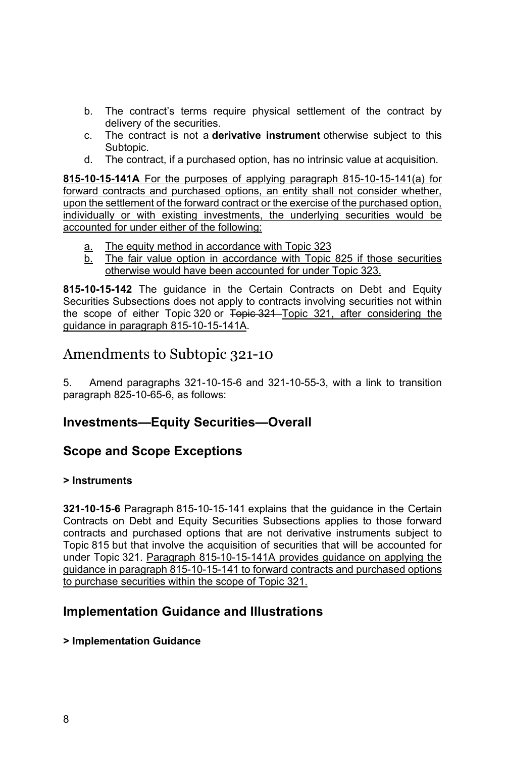b. The contract's terms require physical settlement of the contract by delivery of the securities.
c. The contract is not a **derivative instrument** otherwise subject to this Subtopic.
d. The contract, if a purchased option, has no intrinsic value at acquisition.

<u>**815-10-15-141A** For the purposes of applying paragraph 815-10-15-141(a) for forward contracts and purchased options, an entity shall not consider whether, upon the settlement of the forward contract or the exercise of the purchased option, individually or with existing investments, the underlying securities would be accounted for under either of the following:</u>

<u>a.</u> <u>The equity method in accordance with Topic 323</u>
<u>b.</u> <u>The fair value option in accordance with Topic 825 if those securities otherwise would have been accounted for under Topic 323.</u>

**815-10-15-142** The guidance in the Certain Contracts on Debt and Equity Securities Subsections does not apply to contracts involving securities not within the scope of either Topic 320 or ~~Topic 321~~ <u>Topic 321, after considering the guidance in paragraph 815-10-15-141A</u>.

# Amendments to Subtopic 321-10

5. Amend paragraphs 321-10-15-6 and 321-10-55-3, with a link to transition paragraph 825-10-65-6, as follows:

## Investments—Equity Securities—Overall

## Scope and Scope Exceptions

### > Instruments

**321-10-15-6** Paragraph 815-10-15-141 explains that the guidance in the Certain Contracts on Debt and Equity Securities Subsections applies to those forward contracts and purchased options that are not derivative instruments subject to Topic 815 but that involve the acquisition of securities that will be accounted for under Topic 321. <u>Paragraph 815-10-15-141A provides guidance on applying the guidance in paragraph 815-10-15-141 to forward contracts and purchased options to purchase securities within the scope of Topic 321.</u>

## Implementation Guidance and Illustrations

### > Implementation Guidance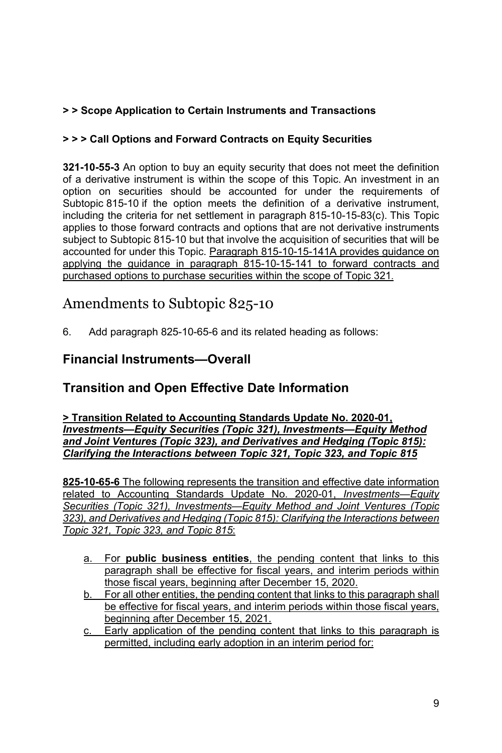**> > Scope Application to Certain Instruments and Transactions**

**> > > Call Options and Forward Contracts on Equity Securities**

**321-10-55-3** An option to buy an equity security that does not meet the definition of a derivative instrument is within the scope of this Topic. An investment in an option on securities should be accounted for under the requirements of Subtopic 815-10 if the option meets the definition of a derivative instrument, including the criteria for net settlement in paragraph 815-10-15-83(c). This Topic applies to those forward contracts and options that are not derivative instruments subject to Subtopic 815-10 but that involve the acquisition of securities that will be accounted for under this Topic. <u>Paragraph 815-10-15-141A provides guidance on applying the guidance in paragraph 815-10-15-141 to forward contracts and purchased options to purchase securities within the scope of Topic 321.</u>

# Amendments to Subtopic 825-10

6. Add paragraph 825-10-65-6 and its related heading as follows:

## Financial Instruments—Overall

## Transition and Open Effective Date Information

<u>**> Transition Related to Accounting Standards Update No. 2020-01, *Investments—Equity Securities (Topic 321), Investments—Equity Method and Joint Ventures (Topic 323), and Derivatives and Hedging (Topic 815): Clarifying the Interactions between Topic 321, Topic 323, and Topic 815***</u>

<u>**825-10-65-6** The following represents the transition and effective date information related to Accounting Standards Update No. 2020-01, *Investments—Equity Securities (Topic 321), Investments—Equity Method and Joint Ventures (Topic 323), and Derivatives and Hedging (Topic 815): Clarifying the Interactions between Topic 321, Topic 323, and Topic 815*:</u>

<u>a. For **public business entities**, the pending content that links to this paragraph shall be effective for fiscal years, and interim periods within those fiscal years, beginning after December 15, 2020.</u>

<u>b. For all other entities, the pending content that links to this paragraph shall be effective for fiscal years, and interim periods within those fiscal years, beginning after December 15, 2021.</u>

<u>c. Early application of the pending content that links to this paragraph is permitted, including early adoption in an interim period for:</u>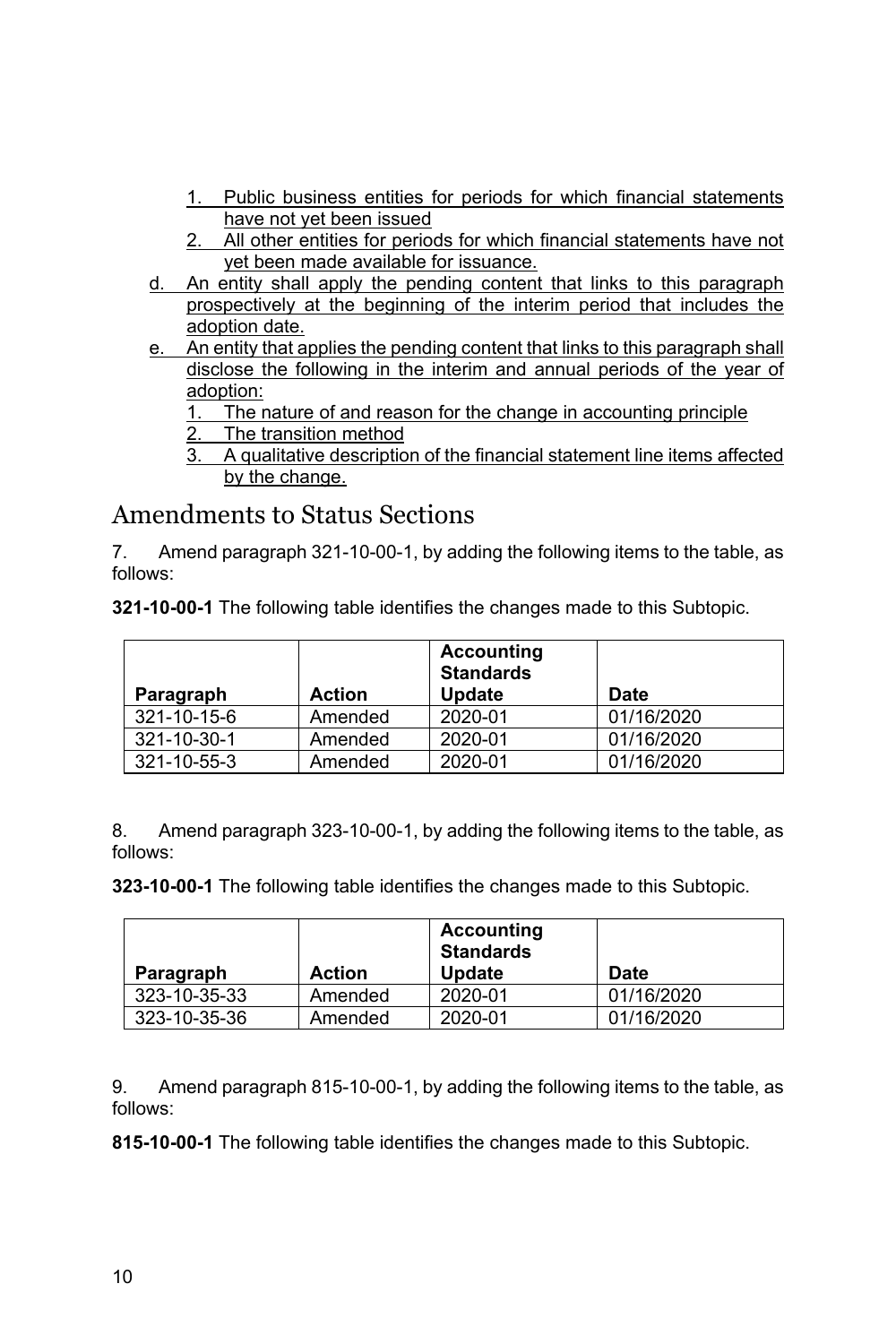1. Public business entities for periods for which financial statements have not yet been issued
2. All other entities for periods for which financial statements have not yet been made available for issuance.

d. An entity shall apply the pending content that links to this paragraph prospectively at the beginning of the interim period that includes the adoption date.

e. An entity that applies the pending content that links to this paragraph shall disclose the following in the interim and annual periods of the year of adoption:
   1. The nature of and reason for the change in accounting principle
   2. The transition method
   3. A qualitative description of the financial statement line items affected by the change.

## Amendments to Status Sections

7. Amend paragraph 321-10-00-1, by adding the following items to the table, as follows:

**321-10-00-1** The following table identifies the changes made to this Subtopic.

| Paragraph | Action | Accounting Standards Update | Date |
|---|---|---|---|
| 321-10-15-6 | Amended | 2020-01 | 01/16/2020 |
| 321-10-30-1 | Amended | 2020-01 | 01/16/2020 |
| 321-10-55-3 | Amended | 2020-01 | 01/16/2020 |

8. Amend paragraph 323-10-00-1, by adding the following items to the table, as follows:

**323-10-00-1** The following table identifies the changes made to this Subtopic.

| Paragraph | Action | Accounting Standards Update | Date |
|---|---|---|---|
| 323-10-35-33 | Amended | 2020-01 | 01/16/2020 |
| 323-10-35-36 | Amended | 2020-01 | 01/16/2020 |

9. Amend paragraph 815-10-00-1, by adding the following items to the table, as follows:

**815-10-00-1** The following table identifies the changes made to this Subtopic.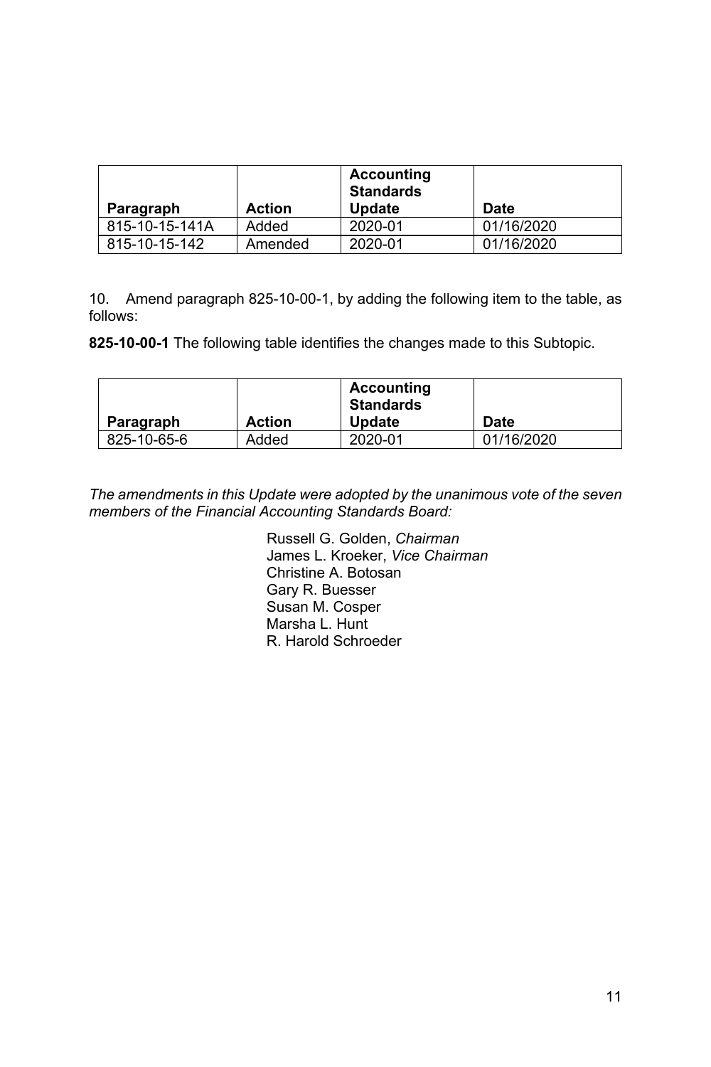| Paragraph | Action | Accounting Standards Update | Date |
|---|---|---|---|
| 815-10-15-141A | Added | 2020-01 | 01/16/2020 |
| 815-10-15-142 | Amended | 2020-01 | 01/16/2020 |

10. Amend paragraph 825-10-00-1, by adding the following item to the table, as follows:

**825-10-00-1** The following table identifies the changes made to this Subtopic.

| Paragraph | Action | Accounting Standards Update | Date |
|---|---|---|---|
| 825-10-65-6 | Added | 2020-01 | 01/16/2020 |

*The amendments in this Update were adopted by the unanimous vote of the seven members of the Financial Accounting Standards Board:*

Russell G. Golden, *Chairman*
James L. Kroeker, *Vice Chairman*
Christine A. Botosan
Gary R. Buesser
Susan M. Cosper
Marsha L. Hunt
R. Harold Schroeder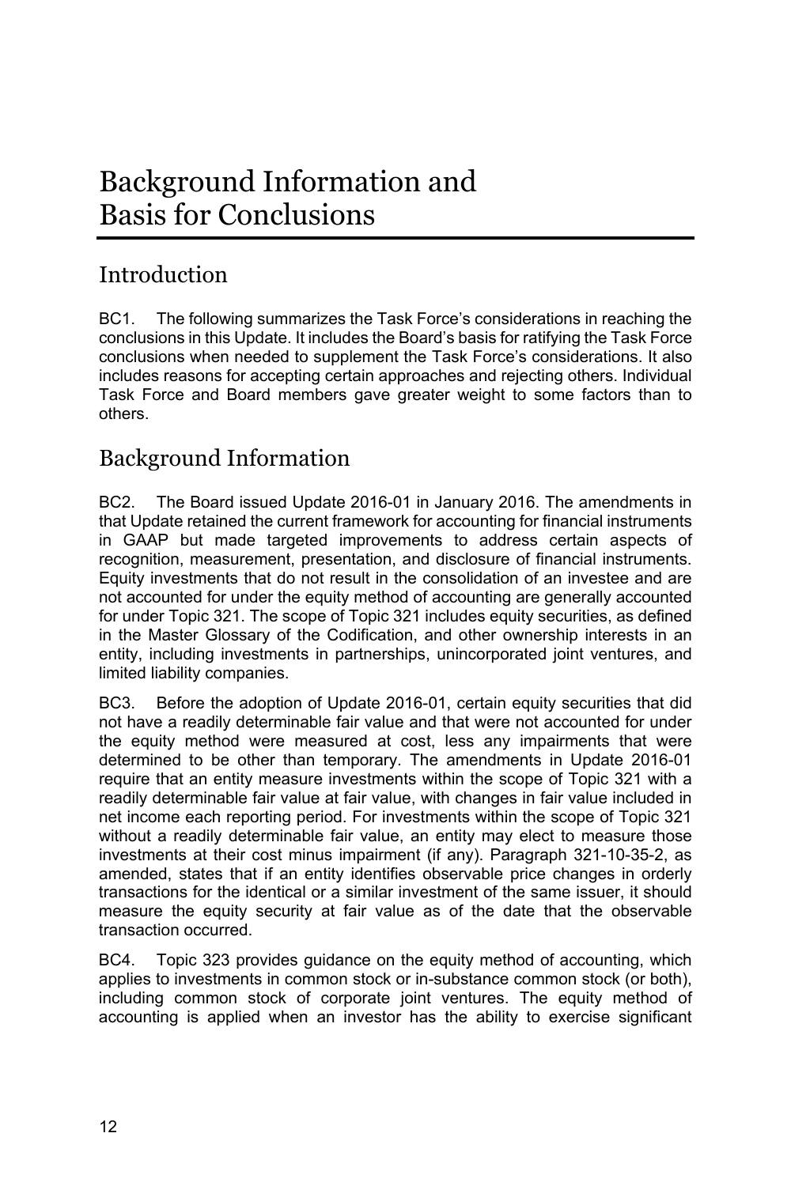# Background Information and Basis for Conclusions

## Introduction

BC1. The following summarizes the Task Force's considerations in reaching the conclusions in this Update. It includes the Board's basis for ratifying the Task Force conclusions when needed to supplement the Task Force's considerations. It also includes reasons for accepting certain approaches and rejecting others. Individual Task Force and Board members gave greater weight to some factors than to others.

## Background Information

BC2. The Board issued Update 2016-01 in January 2016. The amendments in that Update retained the current framework for accounting for financial instruments in GAAP but made targeted improvements to address certain aspects of recognition, measurement, presentation, and disclosure of financial instruments. Equity investments that do not result in the consolidation of an investee and are not accounted for under the equity method of accounting are generally accounted for under Topic 321. The scope of Topic 321 includes equity securities, as defined in the Master Glossary of the Codification, and other ownership interests in an entity, including investments in partnerships, unincorporated joint ventures, and limited liability companies.

BC3. Before the adoption of Update 2016-01, certain equity securities that did not have a readily determinable fair value and that were not accounted for under the equity method were measured at cost, less any impairments that were determined to be other than temporary. The amendments in Update 2016-01 require that an entity measure investments within the scope of Topic 321 with a readily determinable fair value at fair value, with changes in fair value included in net income each reporting period. For investments within the scope of Topic 321 without a readily determinable fair value, an entity may elect to measure those investments at their cost minus impairment (if any). Paragraph 321-10-35-2, as amended, states that if an entity identifies observable price changes in orderly transactions for the identical or a similar investment of the same issuer, it should measure the equity security at fair value as of the date that the observable transaction occurred.

BC4. Topic 323 provides guidance on the equity method of accounting, which applies to investments in common stock or in-substance common stock (or both), including common stock of corporate joint ventures. The equity method of accounting is applied when an investor has the ability to exercise significant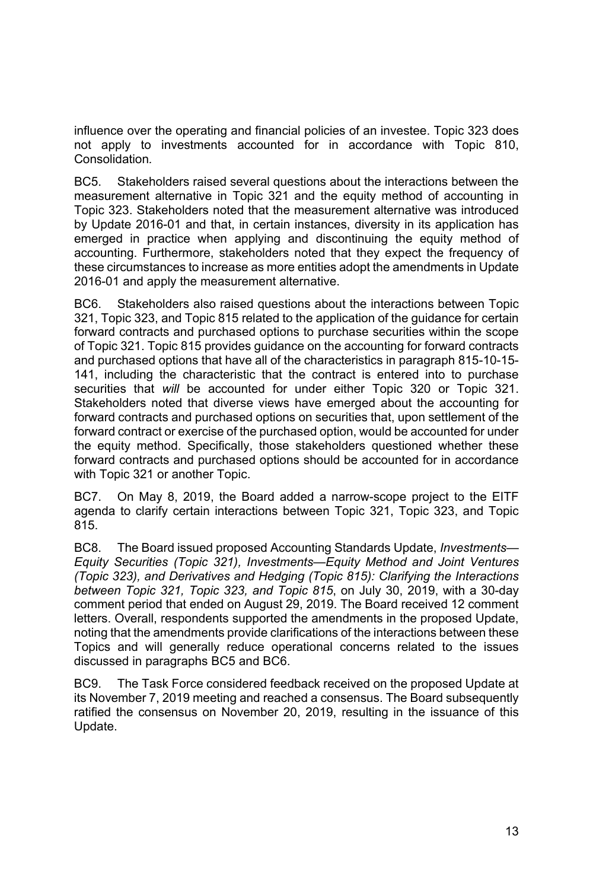influence over the operating and financial policies of an investee. Topic 323 does not apply to investments accounted for in accordance with Topic 810, Consolidation*.*

BC5. Stakeholders raised several questions about the interactions between the measurement alternative in Topic 321 and the equity method of accounting in Topic 323. Stakeholders noted that the measurement alternative was introduced by Update 2016-01 and that, in certain instances, diversity in its application has emerged in practice when applying and discontinuing the equity method of accounting. Furthermore, stakeholders noted that they expect the frequency of these circumstances to increase as more entities adopt the amendments in Update 2016-01 and apply the measurement alternative.

BC6. Stakeholders also raised questions about the interactions between Topic 321, Topic 323, and Topic 815 related to the application of the guidance for certain forward contracts and purchased options to purchase securities within the scope of Topic 321. Topic 815 provides guidance on the accounting for forward contracts and purchased options that have all of the characteristics in paragraph 815-10-15-141, including the characteristic that the contract is entered into to purchase securities that *will* be accounted for under either Topic 320 or Topic 321. Stakeholders noted that diverse views have emerged about the accounting for forward contracts and purchased options on securities that, upon settlement of the forward contract or exercise of the purchased option, would be accounted for under the equity method. Specifically, those stakeholders questioned whether these forward contracts and purchased options should be accounted for in accordance with Topic 321 or another Topic.

BC7. On May 8, 2019, the Board added a narrow-scope project to the EITF agenda to clarify certain interactions between Topic 321, Topic 323, and Topic 815.

BC8. The Board issued proposed Accounting Standards Update, *Investments—Equity Securities (Topic 321), Investments—Equity Method and Joint Ventures (Topic 323), and Derivatives and Hedging (Topic 815): Clarifying the Interactions between Topic 321, Topic 323, and Topic 815*, on July 30, 2019, with a 30-day comment period that ended on August 29, 2019. The Board received 12 comment letters. Overall, respondents supported the amendments in the proposed Update, noting that the amendments provide clarifications of the interactions between these Topics and will generally reduce operational concerns related to the issues discussed in paragraphs BC5 and BC6.

BC9. The Task Force considered feedback received on the proposed Update at its November 7, 2019 meeting and reached a consensus. The Board subsequently ratified the consensus on November 20, 2019, resulting in the issuance of this Update.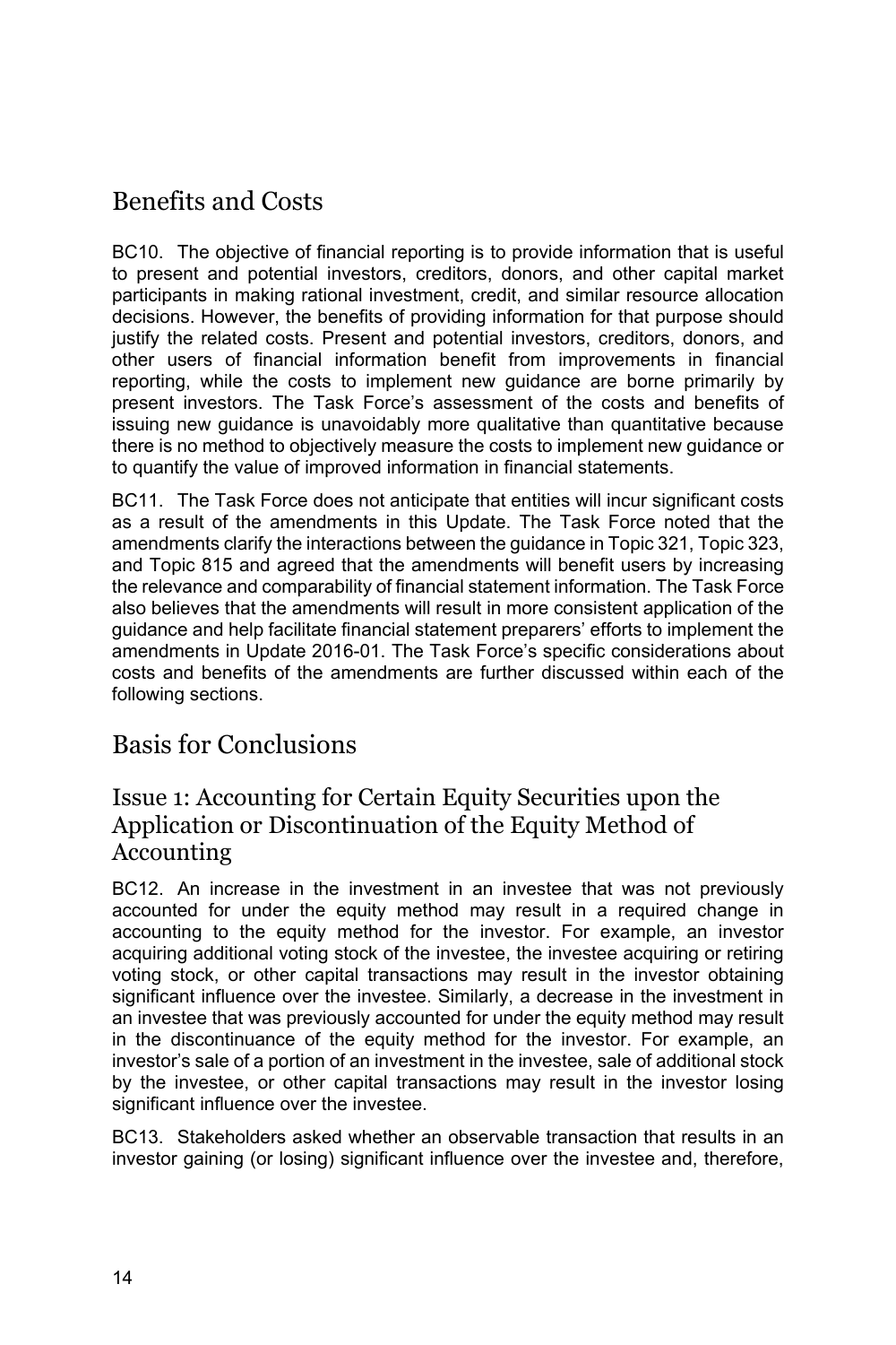## Benefits and Costs

BC10. The objective of financial reporting is to provide information that is useful to present and potential investors, creditors, donors, and other capital market participants in making rational investment, credit, and similar resource allocation decisions. However, the benefits of providing information for that purpose should justify the related costs. Present and potential investors, creditors, donors, and other users of financial information benefit from improvements in financial reporting, while the costs to implement new guidance are borne primarily by present investors. The Task Force's assessment of the costs and benefits of issuing new guidance is unavoidably more qualitative than quantitative because there is no method to objectively measure the costs to implement new guidance or to quantify the value of improved information in financial statements.

BC11. The Task Force does not anticipate that entities will incur significant costs as a result of the amendments in this Update. The Task Force noted that the amendments clarify the interactions between the guidance in Topic 321, Topic 323, and Topic 815 and agreed that the amendments will benefit users by increasing the relevance and comparability of financial statement information. The Task Force also believes that the amendments will result in more consistent application of the guidance and help facilitate financial statement preparers' efforts to implement the amendments in Update 2016-01. The Task Force's specific considerations about costs and benefits of the amendments are further discussed within each of the following sections.

## Basis for Conclusions

### Issue 1: Accounting for Certain Equity Securities upon the Application or Discontinuation of the Equity Method of Accounting

BC12. An increase in the investment in an investee that was not previously accounted for under the equity method may result in a required change in accounting to the equity method for the investor. For example, an investor acquiring additional voting stock of the investee, the investee acquiring or retiring voting stock, or other capital transactions may result in the investor obtaining significant influence over the investee. Similarly, a decrease in the investment in an investee that was previously accounted for under the equity method may result in the discontinuance of the equity method for the investor. For example, an investor's sale of a portion of an investment in the investee, sale of additional stock by the investee, or other capital transactions may result in the investor losing significant influence over the investee.

BC13. Stakeholders asked whether an observable transaction that results in an investor gaining (or losing) significant influence over the investee and, therefore,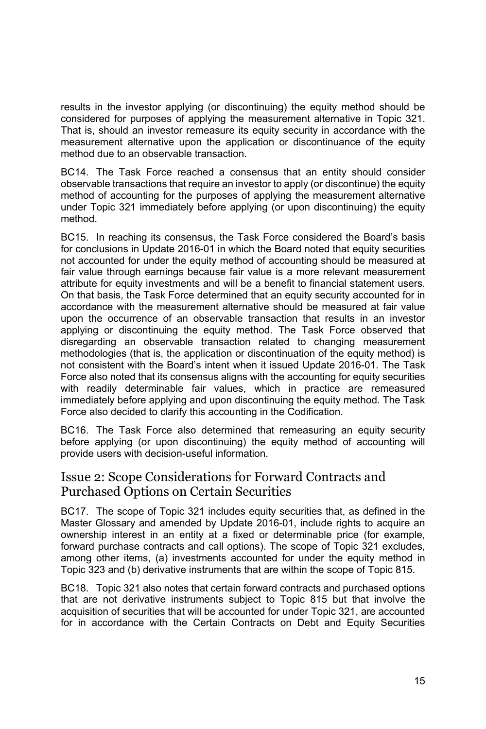results in the investor applying (or discontinuing) the equity method should be considered for purposes of applying the measurement alternative in Topic 321. That is, should an investor remeasure its equity security in accordance with the measurement alternative upon the application or discontinuance of the equity method due to an observable transaction.

BC14. The Task Force reached a consensus that an entity should consider observable transactions that require an investor to apply (or discontinue) the equity method of accounting for the purposes of applying the measurement alternative under Topic 321 immediately before applying (or upon discontinuing) the equity method.

BC15. In reaching its consensus, the Task Force considered the Board's basis for conclusions in Update 2016-01 in which the Board noted that equity securities not accounted for under the equity method of accounting should be measured at fair value through earnings because fair value is a more relevant measurement attribute for equity investments and will be a benefit to financial statement users. On that basis, the Task Force determined that an equity security accounted for in accordance with the measurement alternative should be measured at fair value upon the occurrence of an observable transaction that results in an investor applying or discontinuing the equity method. The Task Force observed that disregarding an observable transaction related to changing measurement methodologies (that is, the application or discontinuation of the equity method) is not consistent with the Board's intent when it issued Update 2016-01. The Task Force also noted that its consensus aligns with the accounting for equity securities with readily determinable fair values, which in practice are remeasured immediately before applying and upon discontinuing the equity method. The Task Force also decided to clarify this accounting in the Codification.

BC16. The Task Force also determined that remeasuring an equity security before applying (or upon discontinuing) the equity method of accounting will provide users with decision-useful information.

## Issue 2: Scope Considerations for Forward Contracts and Purchased Options on Certain Securities

BC17. The scope of Topic 321 includes equity securities that, as defined in the Master Glossary and amended by Update 2016-01, include rights to acquire an ownership interest in an entity at a fixed or determinable price (for example, forward purchase contracts and call options). The scope of Topic 321 excludes, among other items, (a) investments accounted for under the equity method in Topic 323 and (b) derivative instruments that are within the scope of Topic 815.

BC18. Topic 321 also notes that certain forward contracts and purchased options that are not derivative instruments subject to Topic 815 but that involve the acquisition of securities that will be accounted for under Topic 321, are accounted for in accordance with the Certain Contracts on Debt and Equity Securities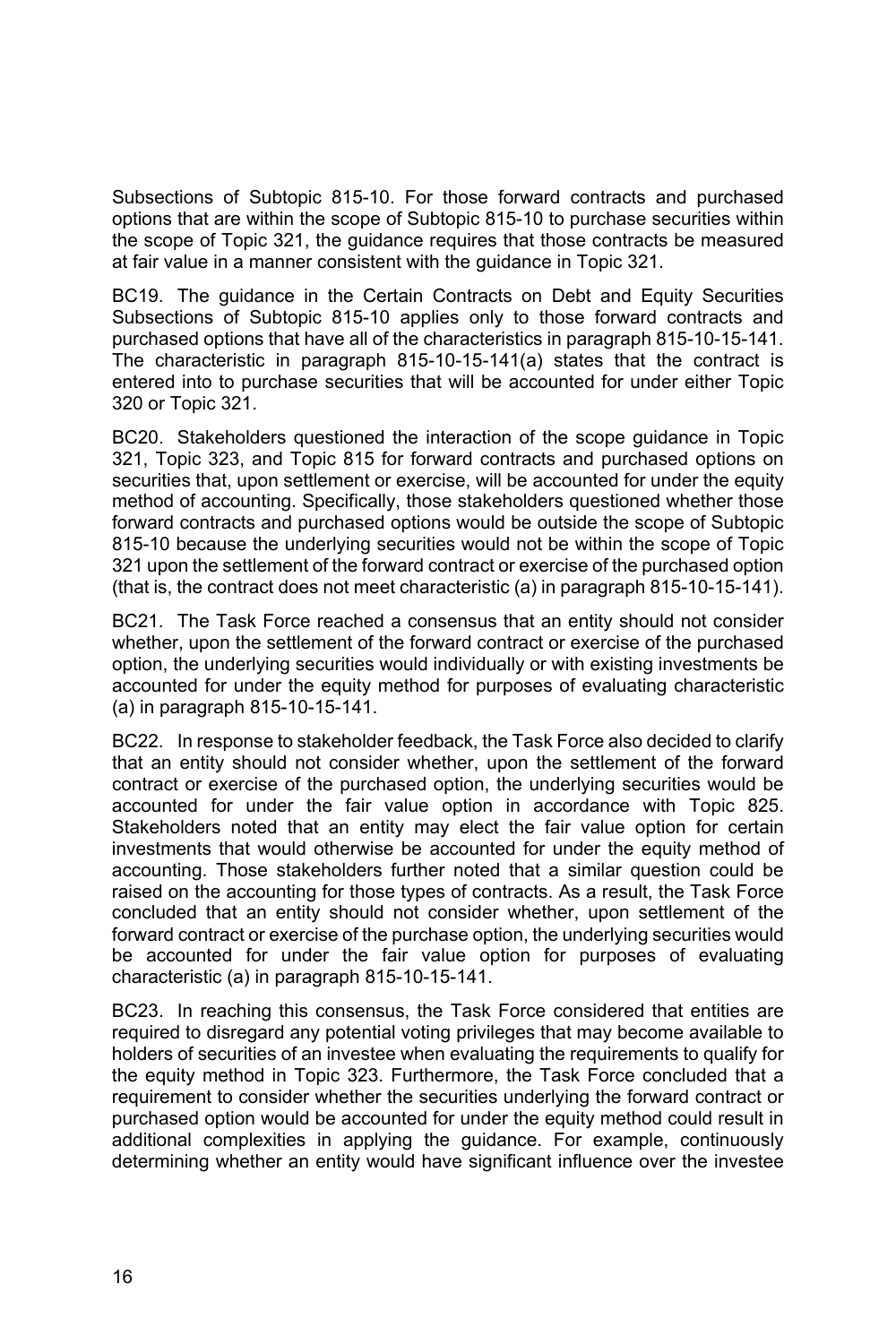Subsections of Subtopic 815-10. For those forward contracts and purchased options that are within the scope of Subtopic 815-10 to purchase securities within the scope of Topic 321, the guidance requires that those contracts be measured at fair value in a manner consistent with the guidance in Topic 321.

BC19. The guidance in the Certain Contracts on Debt and Equity Securities Subsections of Subtopic 815-10 applies only to those forward contracts and purchased options that have all of the characteristics in paragraph 815-10-15-141. The characteristic in paragraph 815-10-15-141(a) states that the contract is entered into to purchase securities that will be accounted for under either Topic 320 or Topic 321.

BC20. Stakeholders questioned the interaction of the scope guidance in Topic 321, Topic 323, and Topic 815 for forward contracts and purchased options on securities that, upon settlement or exercise, will be accounted for under the equity method of accounting. Specifically, those stakeholders questioned whether those forward contracts and purchased options would be outside the scope of Subtopic 815-10 because the underlying securities would not be within the scope of Topic 321 upon the settlement of the forward contract or exercise of the purchased option (that is, the contract does not meet characteristic (a) in paragraph 815-10-15-141).

BC21. The Task Force reached a consensus that an entity should not consider whether, upon the settlement of the forward contract or exercise of the purchased option, the underlying securities would individually or with existing investments be accounted for under the equity method for purposes of evaluating characteristic (a) in paragraph 815-10-15-141.

BC22. In response to stakeholder feedback, the Task Force also decided to clarify that an entity should not consider whether, upon the settlement of the forward contract or exercise of the purchased option, the underlying securities would be accounted for under the fair value option in accordance with Topic 825. Stakeholders noted that an entity may elect the fair value option for certain investments that would otherwise be accounted for under the equity method of accounting. Those stakeholders further noted that a similar question could be raised on the accounting for those types of contracts. As a result, the Task Force concluded that an entity should not consider whether, upon settlement of the forward contract or exercise of the purchase option, the underlying securities would be accounted for under the fair value option for purposes of evaluating characteristic (a) in paragraph 815-10-15-141.

BC23. In reaching this consensus, the Task Force considered that entities are required to disregard any potential voting privileges that may become available to holders of securities of an investee when evaluating the requirements to qualify for the equity method in Topic 323. Furthermore, the Task Force concluded that a requirement to consider whether the securities underlying the forward contract or purchased option would be accounted for under the equity method could result in additional complexities in applying the guidance. For example, continuously determining whether an entity would have significant influence over the investee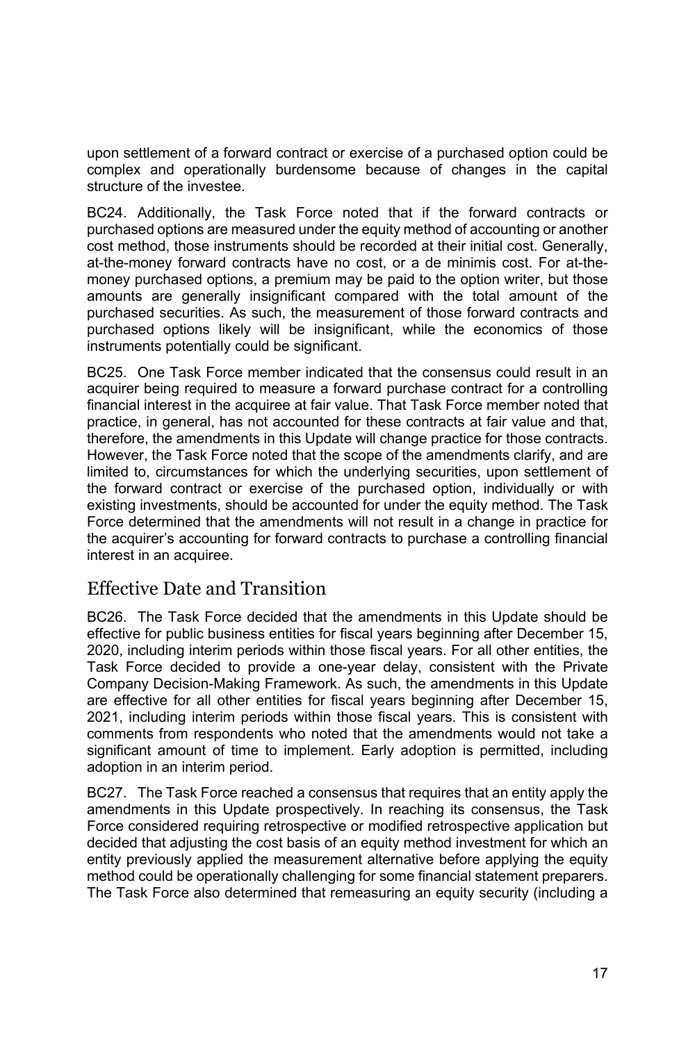upon settlement of a forward contract or exercise of a purchased option could be complex and operationally burdensome because of changes in the capital structure of the investee.

BC24. Additionally, the Task Force noted that if the forward contracts or purchased options are measured under the equity method of accounting or another cost method, those instruments should be recorded at their initial cost. Generally, at-the-money forward contracts have no cost, or a de minimis cost. For at-the-money purchased options, a premium may be paid to the option writer, but those amounts are generally insignificant compared with the total amount of the purchased securities. As such, the measurement of those forward contracts and purchased options likely will be insignificant, while the economics of those instruments potentially could be significant.

BC25. One Task Force member indicated that the consensus could result in an acquirer being required to measure a forward purchase contract for a controlling financial interest in the acquiree at fair value. That Task Force member noted that practice, in general, has not accounted for these contracts at fair value and that, therefore, the amendments in this Update will change practice for those contracts. However, the Task Force noted that the scope of the amendments clarify, and are limited to, circumstances for which the underlying securities, upon settlement of the forward contract or exercise of the purchased option, individually or with existing investments, should be accounted for under the equity method. The Task Force determined that the amendments will not result in a change in practice for the acquirer's accounting for forward contracts to purchase a controlling financial interest in an acquiree.

## Effective Date and Transition

BC26. The Task Force decided that the amendments in this Update should be effective for public business entities for fiscal years beginning after December 15, 2020, including interim periods within those fiscal years. For all other entities, the Task Force decided to provide a one-year delay, consistent with the Private Company Decision-Making Framework. As such, the amendments in this Update are effective for all other entities for fiscal years beginning after December 15, 2021, including interim periods within those fiscal years. This is consistent with comments from respondents who noted that the amendments would not take a significant amount of time to implement. Early adoption is permitted, including adoption in an interim period.

BC27. The Task Force reached a consensus that requires that an entity apply the amendments in this Update prospectively. In reaching its consensus, the Task Force considered requiring retrospective or modified retrospective application but decided that adjusting the cost basis of an equity method investment for which an entity previously applied the measurement alternative before applying the equity method could be operationally challenging for some financial statement preparers. The Task Force also determined that remeasuring an equity security (including a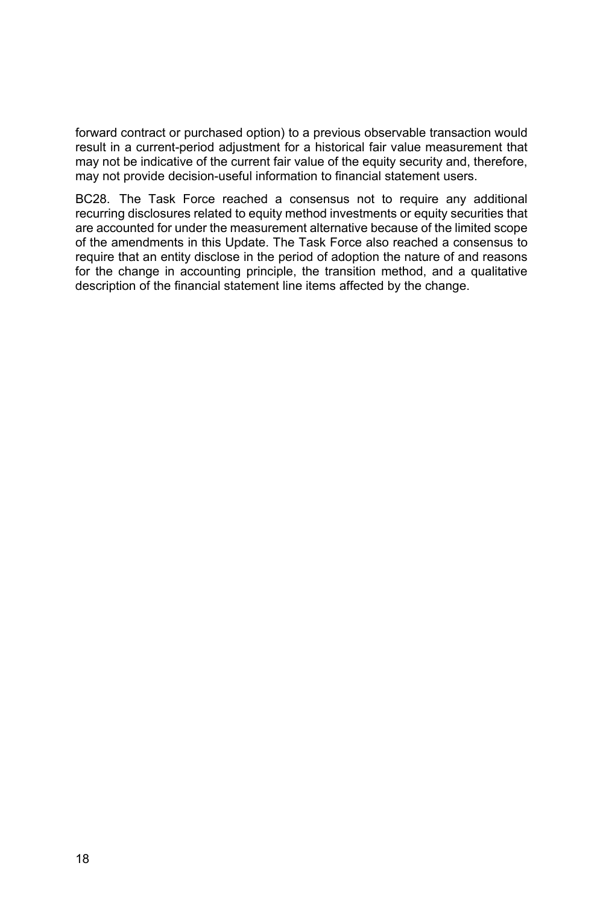forward contract or purchased option) to a previous observable transaction would result in a current-period adjustment for a historical fair value measurement that may not be indicative of the current fair value of the equity security and, therefore, may not provide decision-useful information to financial statement users.

BC28. The Task Force reached a consensus not to require any additional recurring disclosures related to equity method investments or equity securities that are accounted for under the measurement alternative because of the limited scope of the amendments in this Update. The Task Force also reached a consensus to require that an entity disclose in the period of adoption the nature of and reasons for the change in accounting principle, the transition method, and a qualitative description of the financial statement line items affected by the change.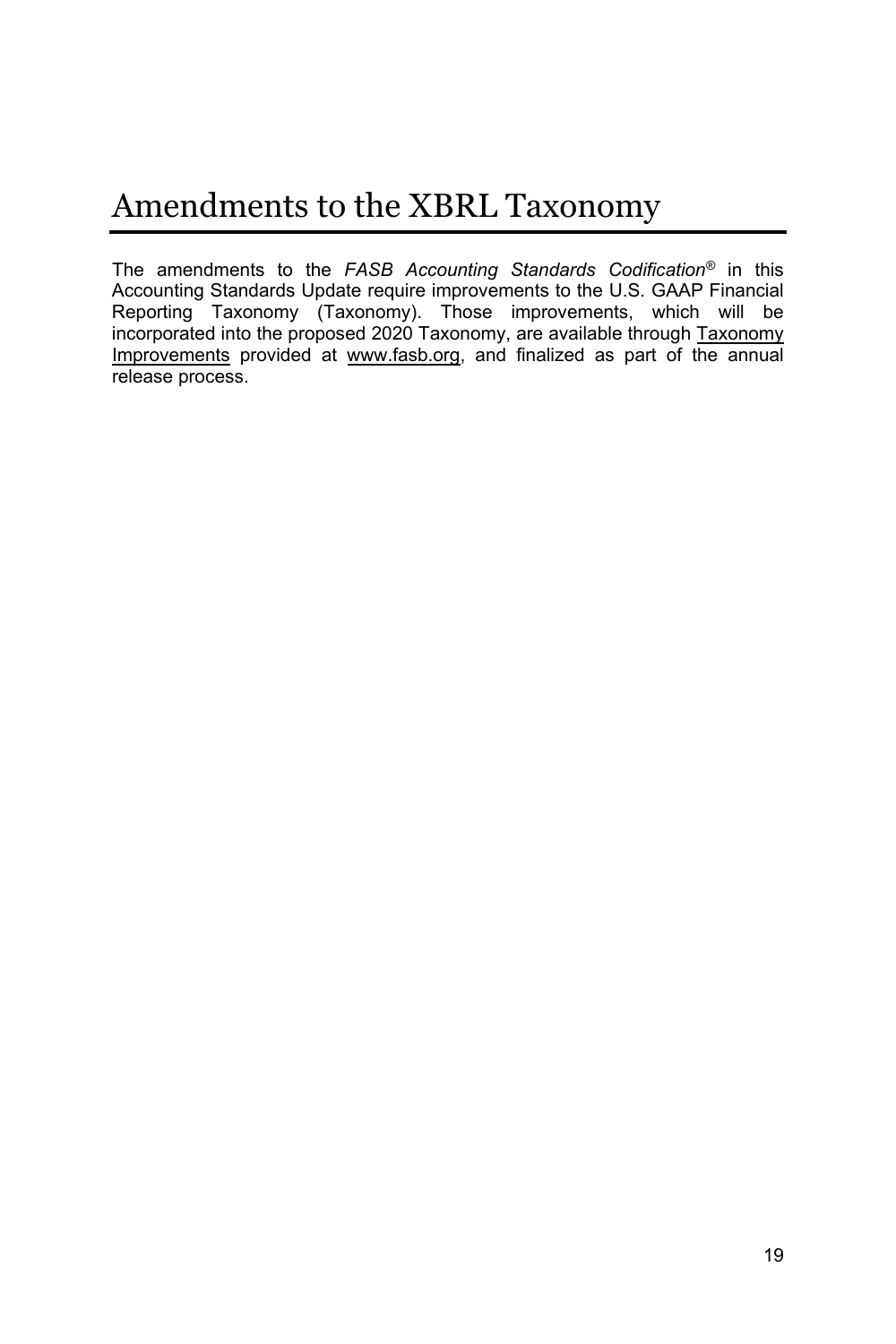# Amendments to the XBRL Taxonomy

The amendments to the *FASB Accounting Standards Codification*® in this Accounting Standards Update require improvements to the U.S. GAAP Financial Reporting Taxonomy (Taxonomy). Those improvements, which will be incorporated into the proposed 2020 Taxonomy, are available through Taxonomy Improvements provided at www.fasb.org, and finalized as part of the annual release process.